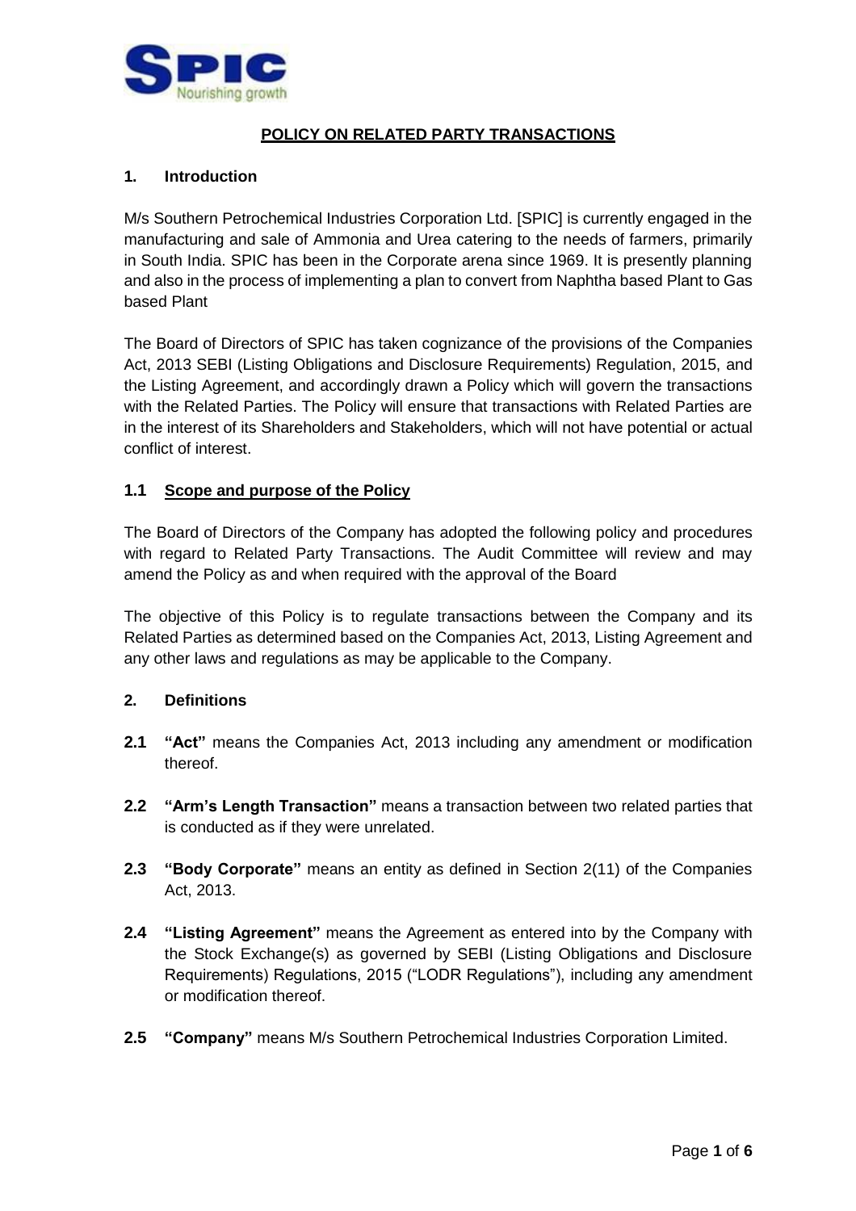# POLICY ON RELATED PARTY TRANSACTIONS

## 1. Introduction

M/s Southern Petrochemical Industries Corporation Ltd. [SPIC] is currently engaged in the manufacturing and sale of Ammonia and Urea catering to the needs of farmers, primarily in South India. SPIC has been in the Corporate arena since 1969. It is presently planning and also in the process of implementing a plan to convert from Naphtha based Plant to Gas based Plant

The Board of Directors of SPIC has taken cognizance of the provisions of the Companies Act, 2013 SEBI (Listing Obligations and Disclosure Requirements) Regulation, 2015, and the Listing Agreement, and accordingly drawn a Policy which will govern the transactions with the Related Parties. The Policy will ensure that transactions with Related Parties are in the interest of its Shareholders and Stakeholders, which will not have potential or actual conflict of interest.

### 1.1 Scope and purpose of the Policy

The Board of Directors of the Company has adopted the following policy and procedures with regard to Related Party Transactions. The Audit Committee will review and may amend the Policy as and when required with the approval of the Board

The objective of this Policy is to regulate transactions between the Company and its Related Parties as determined based on the Companies Act, 2013, Listing Agreement and any other laws and regulations as may be applicable to the Company.

## 2. Definitions

**2.1 "Act"** means the Companies Act, 2013 including any amendment or modification thereof.

**2.2 "Arm's Length Transaction"** means a transaction between two related parties that is conducted as if they were unrelated.

**2.3 "Body Corporate"** means an entity as defined in Section 2(11) of the Companies Act, 2013.

**2.4 "Listing Agreement"** means the Agreement as entered into by the Company with the Stock Exchange(s) as governed by SEBI (Listing Obligations and Disclosure Requirements) Regulations, 2015 ("LODR Regulations"), including any amendment or modification thereof.

**2.5 "Company"** means M/s Southern Petrochemical Industries Corporation Limited.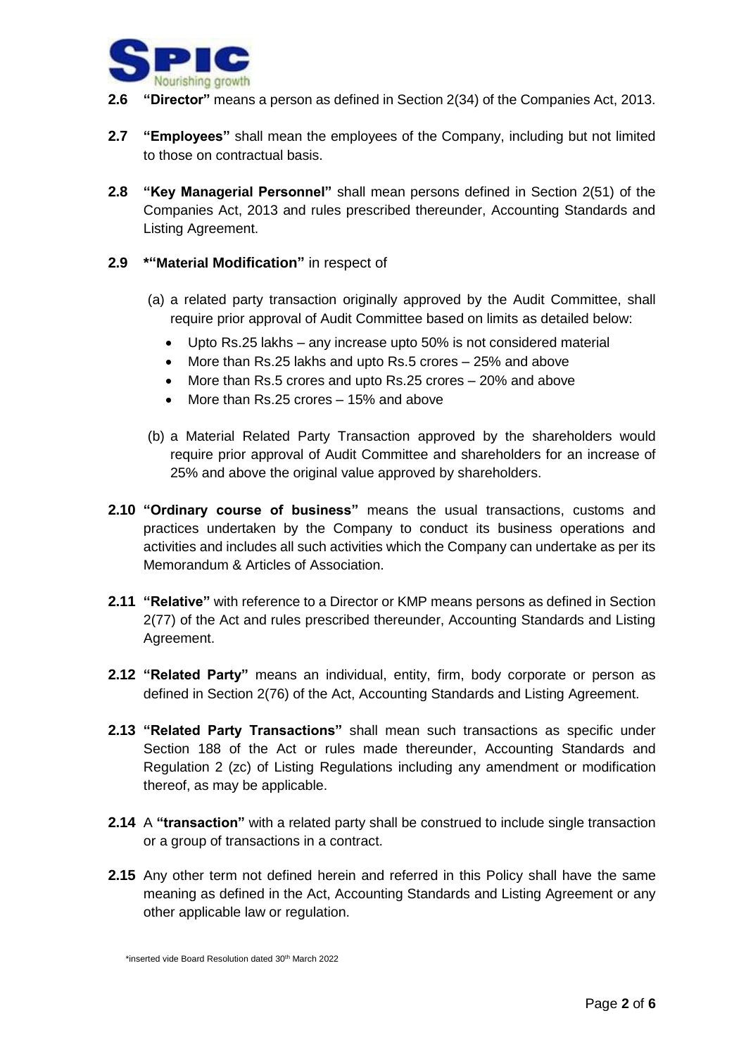**2.6 "Director"** means a person as defined in Section 2(34) of the Companies Act, 2013.

**2.7 "Employees"** shall mean the employees of the Company, including but not limited to those on contractual basis.

**2.8 "Key Managerial Personnel"** shall mean persons defined in Section 2(51) of the Companies Act, 2013 and rules prescribed thereunder, Accounting Standards and Listing Agreement.

**2.9 *"Material Modification"** in respect of

(a) a related party transaction originally approved by the Audit Committee, shall require prior approval of Audit Committee based on limits as detailed below:

- Upto Rs.25 lakhs – any increase upto 50% is not considered material
- More than Rs.25 lakhs and upto Rs.5 crores – 25% and above
- More than Rs.5 crores and upto Rs.25 crores – 20% and above
- More than Rs.25 crores – 15% and above

(b) a Material Related Party Transaction approved by the shareholders would require prior approval of Audit Committee and shareholders for an increase of 25% and above the original value approved by shareholders.

**2.10 "Ordinary course of business"** means the usual transactions, customs and practices undertaken by the Company to conduct its business operations and activities and includes all such activities which the Company can undertake as per its Memorandum & Articles of Association.

**2.11 "Relative"** with reference to a Director or KMP means persons as defined in Section 2(77) of the Act and rules prescribed thereunder, Accounting Standards and Listing Agreement.

**2.12 "Related Party"** means an individual, entity, firm, body corporate or person as defined in Section 2(76) of the Act, Accounting Standards and Listing Agreement.

**2.13 "Related Party Transactions"** shall mean such transactions as specific under Section 188 of the Act or rules made thereunder, Accounting Standards and Regulation 2 (zc) of Listing Regulations including any amendment or modification thereof, as may be applicable.

**2.14** A **"transaction"** with a related party shall be construed to include single transaction or a group of transactions in a contract.

**2.15** Any other term not defined herein and referred in this Policy shall have the same meaning as defined in the Act, Accounting Standards and Listing Agreement or any other applicable law or regulation.

*inserted vide Board Resolution dated 30th March 2022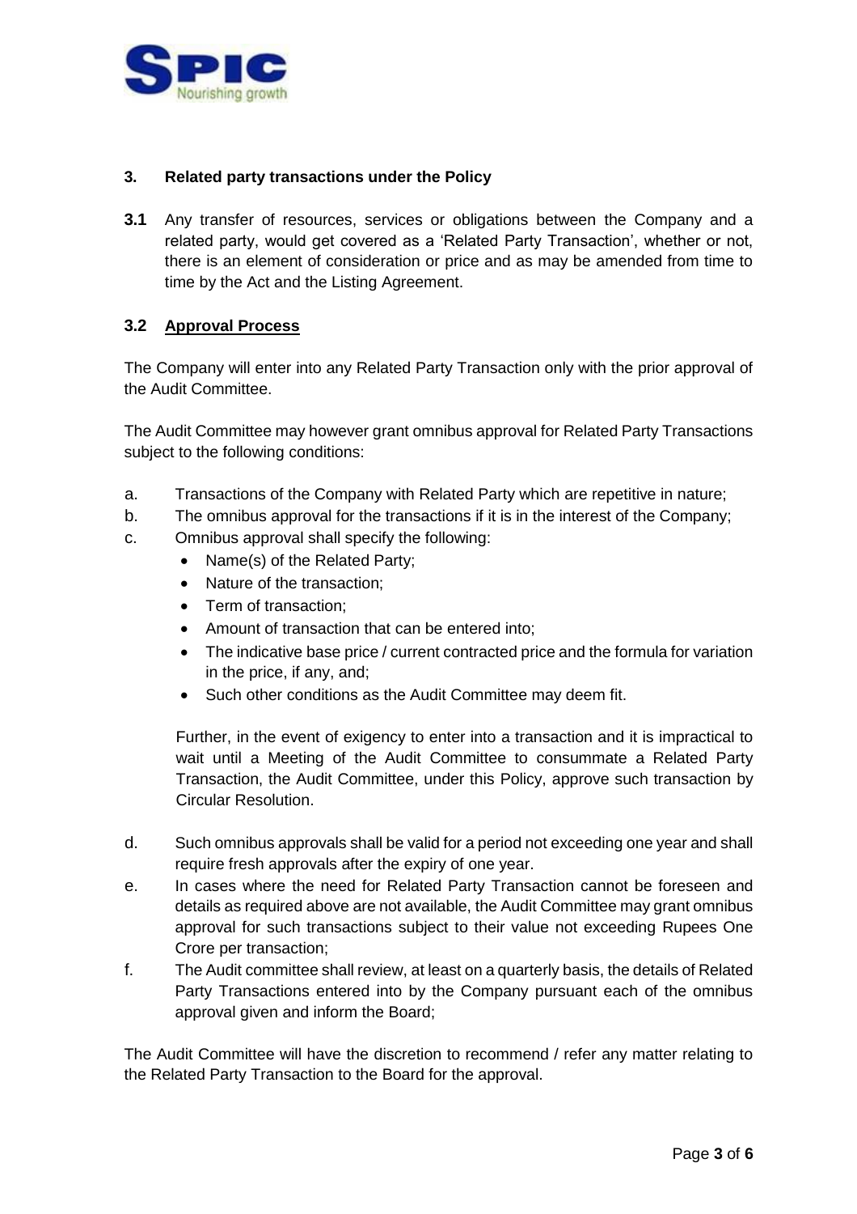### 3. Related party transactions under the Policy

**3.1** Any transfer of resources, services or obligations between the Company and a related party, would get covered as a 'Related Party Transaction', whether or not, there is an element of consideration or price and as may be amended from time to time by the Act and the Listing Agreement.

### 3.2 Approval Process

The Company will enter into any Related Party Transaction only with the prior approval of the Audit Committee.

The Audit Committee may however grant omnibus approval for Related Party Transactions subject to the following conditions:

a. Transactions of the Company with Related Party which are repetitive in nature;

b. The omnibus approval for the transactions if it is in the interest of the Company;

c. Omnibus approval shall specify the following:
   - Name(s) of the Related Party;
   - Nature of the transaction;
   - Term of transaction;
   - Amount of transaction that can be entered into;
   - The indicative base price / current contracted price and the formula for variation in the price, if any, and;
   - Such other conditions as the Audit Committee may deem fit.

   Further, in the event of exigency to enter into a transaction and it is impractical to wait until a Meeting of the Audit Committee to consummate a Related Party Transaction, the Audit Committee, under this Policy, approve such transaction by Circular Resolution.

d. Such omnibus approvals shall be valid for a period not exceeding one year and shall require fresh approvals after the expiry of one year.

e. In cases where the need for Related Party Transaction cannot be foreseen and details as required above are not available, the Audit Committee may grant omnibus approval for such transactions subject to their value not exceeding Rupees One Crore per transaction;

f. The Audit committee shall review, at least on a quarterly basis, the details of Related Party Transactions entered into by the Company pursuant each of the omnibus approval given and inform the Board;

The Audit Committee will have the discretion to recommend / refer any matter relating to the Related Party Transaction to the Board for the approval.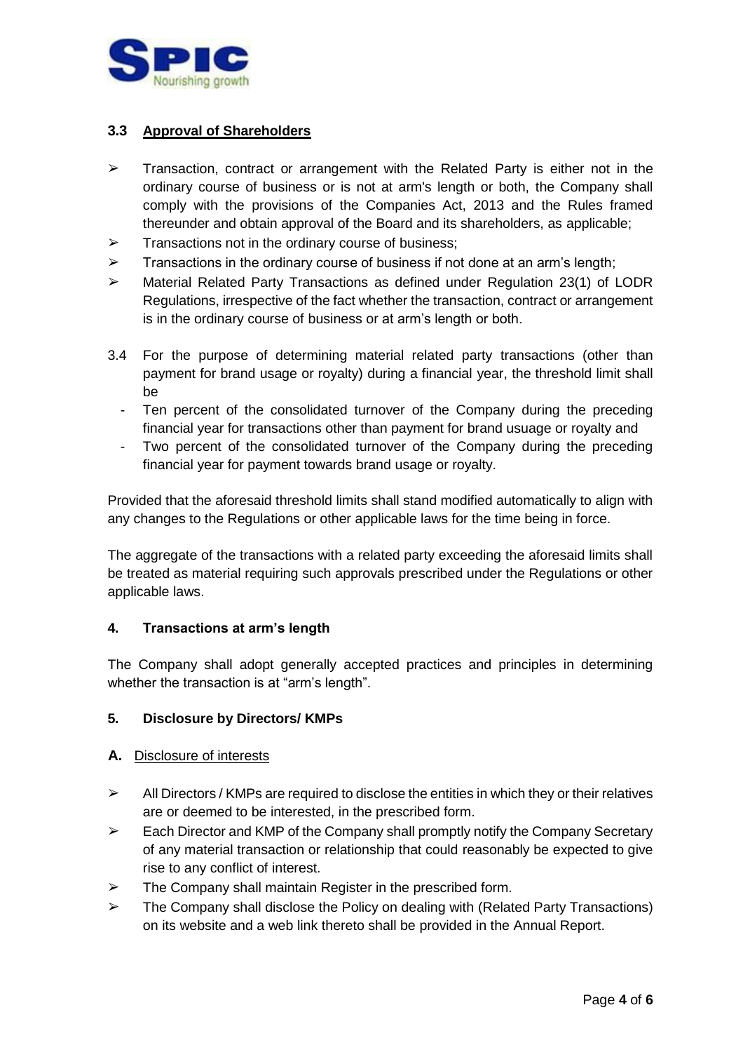### 3.3 Approval of Shareholders

- ➢ Transaction, contract or arrangement with the Related Party is either not in the ordinary course of business or is not at arm's length or both, the Company shall comply with the provisions of the Companies Act, 2013 and the Rules framed thereunder and obtain approval of the Board and its shareholders, as applicable;
- ➢ Transactions not in the ordinary course of business;
- ➢ Transactions in the ordinary course of business if not done at an arm's length;
- ➢ Material Related Party Transactions as defined under Regulation 23(1) of LODR Regulations, irrespective of the fact whether the transaction, contract or arrangement is in the ordinary course of business or at arm's length or both.

3.4 For the purpose of determining material related party transactions (other than payment for brand usage or royalty) during a financial year, the threshold limit shall be

- Ten percent of the consolidated turnover of the Company during the preceding financial year for transactions other than payment for brand usuage or royalty and
- Two percent of the consolidated turnover of the Company during the preceding financial year for payment towards brand usage or royalty.

Provided that the aforesaid threshold limits shall stand modified automatically to align with any changes to the Regulations or other applicable laws for the time being in force.

The aggregate of the transactions with a related party exceeding the aforesaid limits shall be treated as material requiring such approvals prescribed under the Regulations or other applicable laws.

### 4. Transactions at arm's length

The Company shall adopt generally accepted practices and principles in determining whether the transaction is at "arm's length".

### 5. Disclosure by Directors/ KMPs

**A.** Disclosure of interests

- ➢ All Directors / KMPs are required to disclose the entities in which they or their relatives are or deemed to be interested, in the prescribed form.
- ➢ Each Director and KMP of the Company shall promptly notify the Company Secretary of any material transaction or relationship that could reasonably be expected to give rise to any conflict of interest.
- ➢ The Company shall maintain Register in the prescribed form.
- ➢ The Company shall disclose the Policy on dealing with (Related Party Transactions) on its website and a web link thereto shall be provided in the Annual Report.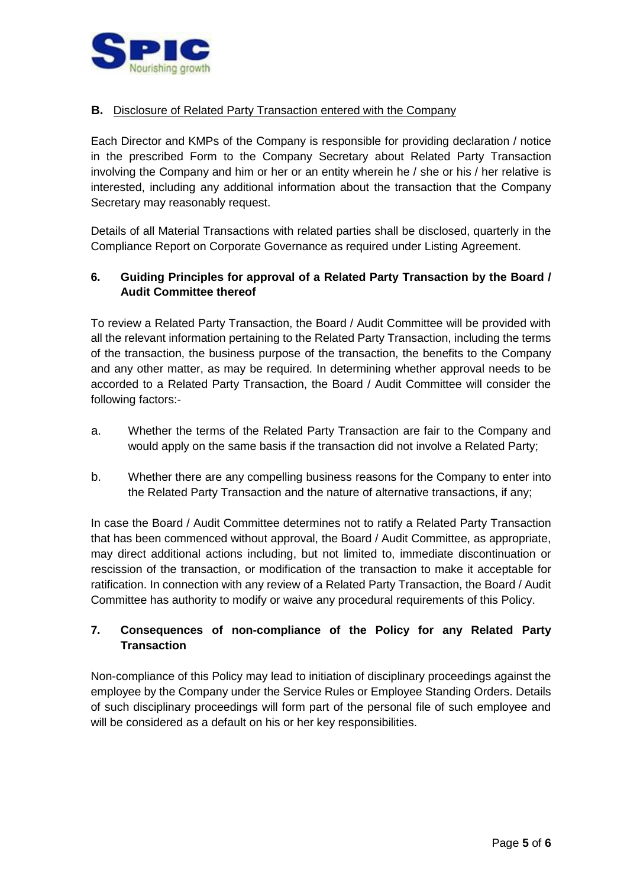**B.** Disclosure of Related Party Transaction entered with the Company

Each Director and KMPs of the Company is responsible for providing declaration / notice in the prescribed Form to the Company Secretary about Related Party Transaction involving the Company and him or her or an entity wherein he / she or his / her relative is interested, including any additional information about the transaction that the Company Secretary may reasonably request.

Details of all Material Transactions with related parties shall be disclosed, quarterly in the Compliance Report on Corporate Governance as required under Listing Agreement.

## 6. Guiding Principles for approval of a Related Party Transaction by the Board / Audit Committee thereof

To review a Related Party Transaction, the Board / Audit Committee will be provided with all the relevant information pertaining to the Related Party Transaction, including the terms of the transaction, the business purpose of the transaction, the benefits to the Company and any other matter, as may be required. In determining whether approval needs to be accorded to a Related Party Transaction, the Board / Audit Committee will consider the following factors:-

a. Whether the terms of the Related Party Transaction are fair to the Company and would apply on the same basis if the transaction did not involve a Related Party;

b. Whether there are any compelling business reasons for the Company to enter into the Related Party Transaction and the nature of alternative transactions, if any;

In case the Board / Audit Committee determines not to ratify a Related Party Transaction that has been commenced without approval, the Board / Audit Committee, as appropriate, may direct additional actions including, but not limited to, immediate discontinuation or rescission of the transaction, or modification of the transaction to make it acceptable for ratification. In connection with any review of a Related Party Transaction, the Board / Audit Committee has authority to modify or waive any procedural requirements of this Policy.

## 7. Consequences of non-compliance of the Policy for any Related Party Transaction

Non-compliance of this Policy may lead to initiation of disciplinary proceedings against the employee by the Company under the Service Rules or Employee Standing Orders. Details of such disciplinary proceedings will form part of the personal file of such employee and will be considered as a default on his or her key responsibilities.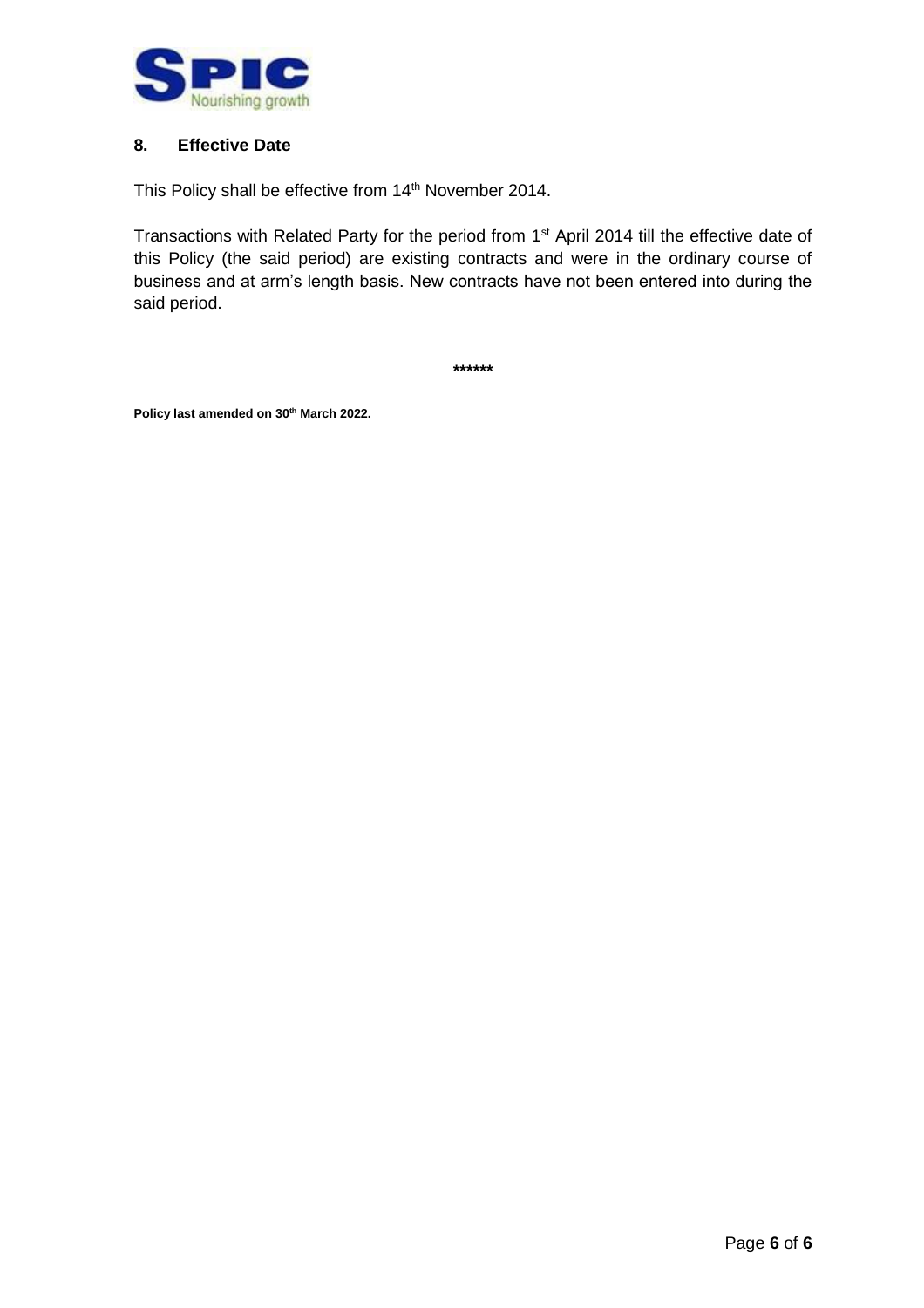## 8. Effective Date

This Policy shall be effective from 14th November 2014.

Transactions with Related Party for the period from 1st April 2014 till the effective date of this Policy (the said period) are existing contracts and were in the ordinary course of business and at arm's length basis. New contracts have not been entered into during the said period.

******

**Policy last amended on 30th March 2022.**